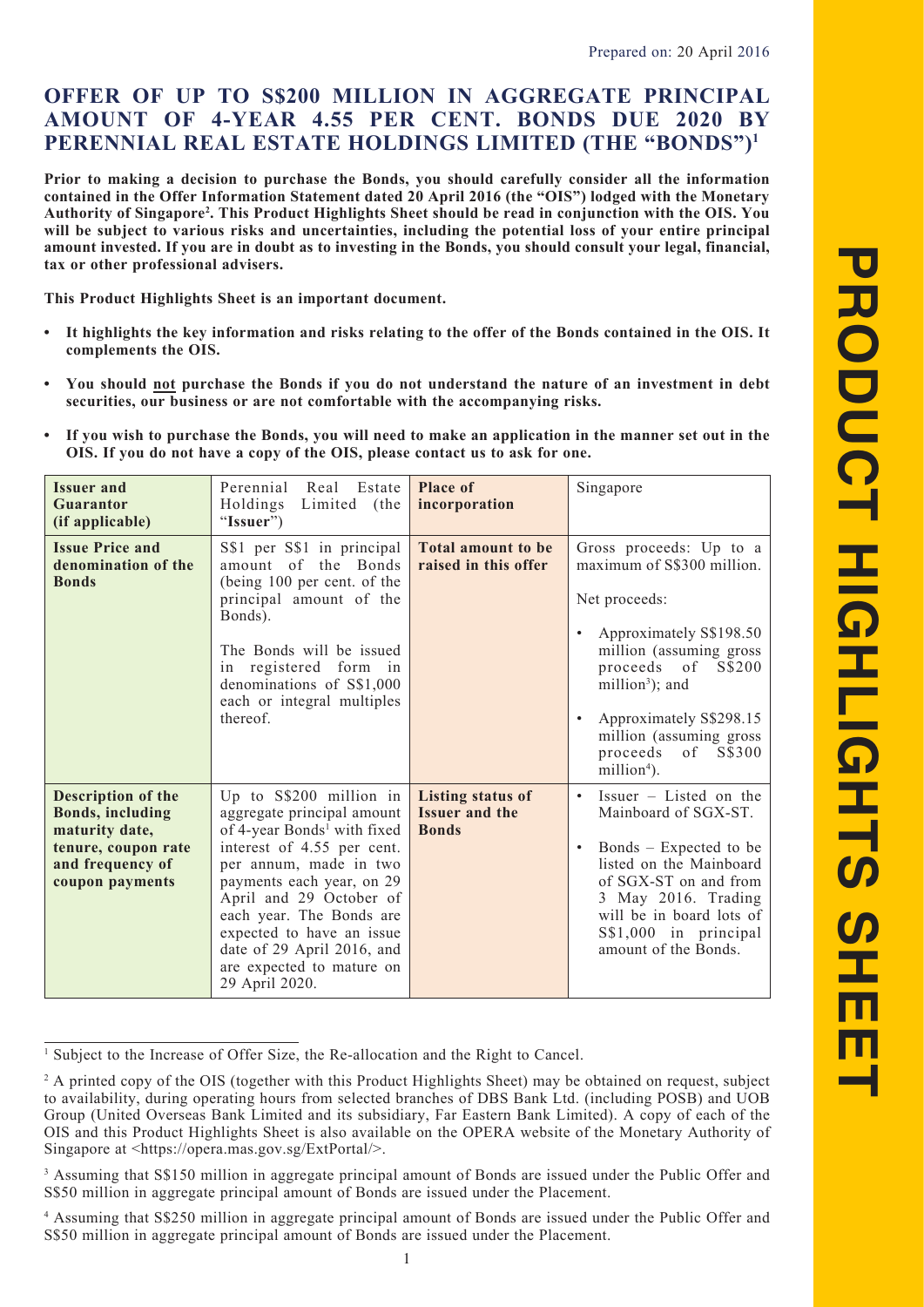Prepared on: 20 April 2016

# OFFER OF UP TO S$200 MILLION IN AGGREGATE PRINCIPAL AMOUNT OF 4-YEAR 4.55 PER CENT. BONDS DUE 2020 BY PERENNIAL REAL ESTATE HOLDINGS LIMITED (THE "BONDS")[1]

**Prior to making a decision to purchase the Bonds, you should carefully consider all the information contained in the Offer Information Statement dated 20 April 2016 (the "OIS") lodged with the Monetary Authority of Singapore[2]. This Product Highlights Sheet should be read in conjunction with the OIS. You will be subject to various risks and uncertainties, including the potential loss of your entire principal amount invested. If you are in doubt as to investing in the Bonds, you should consult your legal, financial, tax or other professional advisers.**

**This Product Highlights Sheet is an important document.**

- **It highlights the key information and risks relating to the offer of the Bonds contained in the OIS. It complements the OIS.**
- **You should not purchase the Bonds if you do not understand the nature of an investment in debt securities, our business or are not comfortable with the accompanying risks.**
- **If you wish to purchase the Bonds, you will need to make an application in the manner set out in the OIS. If you do not have a copy of the OIS, please contact us to ask for one.**

| **Issuer and Guarantor (if applicable)** | Perennial Real Estate Holdings Limited (the "**Issuer**") | **Place of incorporation** | Singapore |
|---|---|---|---|
| **Issue Price and denomination of the Bonds** | S$1 per S$1 in principal amount of the Bonds (being 100 per cent. of the principal amount of the Bonds).<br><br>The Bonds will be issued in registered form in denominations of S$1,000 each or integral multiples thereof. | **Total amount to be raised in this offer** | Gross proceeds: Up to a maximum of S$300 million.<br><br>Net proceeds:<br>• Approximately S$198.50 million (assuming gross proceeds of S$200 million[3]); and<br>• Approximately S$298.15 million (assuming gross proceeds of S$300 million[4]). |
| **Description of the Bonds, including maturity date, tenure, coupon rate and frequency of coupon payments** | Up to S$200 million in aggregate principal amount of 4-year Bonds[1] with fixed interest of 4.55 per cent. per annum, made in two payments each year, on 29 April and 29 October of each year. The Bonds are expected to have an issue date of 29 April 2016, and are expected to mature on 29 April 2020. | **Listing status of Issuer and the Bonds** | • Issuer – Listed on the Mainboard of SGX-ST.<br>• Bonds – Expected to be listed on the Mainboard of SGX-ST on and from 3 May 2016. Trading will be in board lots of S$1,000 in principal amount of the Bonds. |

[1] Subject to the Increase of Offer Size, the Re-allocation and the Right to Cancel.

[2] A printed copy of the OIS (together with this Product Highlights Sheet) may be obtained on request, subject to availability, during operating hours from selected branches of DBS Bank Ltd. (including POSB) and UOB Group (United Overseas Bank Limited and its subsidiary, Far Eastern Bank Limited). A copy of each of the OIS and this Product Highlights Sheet is also available on the OPERA website of the Monetary Authority of Singapore at <https://opera.mas.gov.sg/ExtPortal/>.

[3] Assuming that S$150 million in aggregate principal amount of Bonds are issued under the Public Offer and S$50 million in aggregate principal amount of Bonds are issued under the Placement.

[4] Assuming that S$250 million in aggregate principal amount of Bonds are issued under the Public Offer and S$50 million in aggregate principal amount of Bonds are issued under the Placement.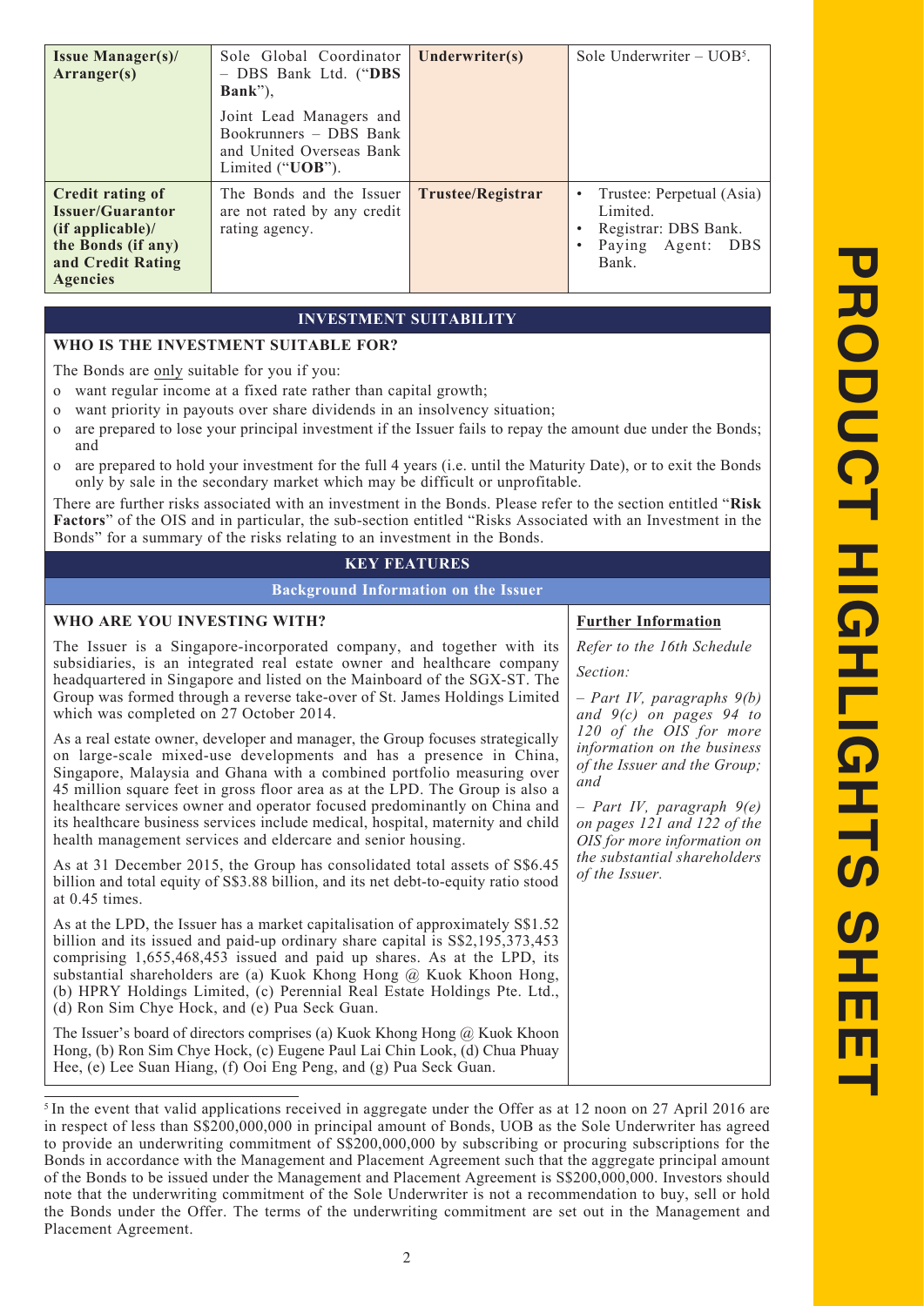| Issue Manager(s)/ Arranger(s) | Sole Global Coordinator – DBS Bank Ltd. ("**DBS Bank**"), Joint Lead Managers and Bookrunners – DBS Bank and United Overseas Bank Limited ("**UOB**"). | Underwriter(s) | Sole Underwriter – UOB[5]. |
|---|---|---|---|
| **Credit rating of Issuer/Guarantor (if applicable)/ the Bonds (if any) and Credit Rating Agencies** | The Bonds and the Issuer are not rated by any credit rating agency. | **Trustee/Registrar** | • Trustee: Perpetual (Asia) Limited. • Registrar: DBS Bank. • Paying Agent: DBS Bank. |

## INVESTMENT SUITABILITY

### WHO IS THE INVESTMENT SUITABLE FOR?

The Bonds are only suitable for you if you:

- want regular income at a fixed rate rather than capital growth;
- want priority in payouts over share dividends in an insolvency situation;
- are prepared to lose your principal investment if the Issuer fails to repay the amount due under the Bonds; and
- are prepared to hold your investment for the full 4 years (i.e. until the Maturity Date), or to exit the Bonds only by sale in the secondary market which may be difficult or unprofitable.

There are further risks associated with an investment in the Bonds. Please refer to the section entitled "**Risk Factors**" of the OIS and in particular, the sub-section entitled "Risks Associated with an Investment in the Bonds" for a summary of the risks relating to an investment in the Bonds.

## KEY FEATURES

### Background Information on the Issuer

| WHO ARE YOU INVESTING WITH? | Further Information |
|---|---|
| The Issuer is a Singapore-incorporated company, and together with its subsidiaries, is an integrated real estate owner and healthcare company headquartered in Singapore and listed on the Mainboard of the SGX-ST. The Group was formed through a reverse take-over of St. James Holdings Limited which was completed on 27 October 2014.<br><br>As a real estate owner, developer and manager, the Group focuses strategically on large-scale mixed-use developments and has a presence in China, Singapore, Malaysia and Ghana with a combined portfolio measuring over 45 million square feet in gross floor area as at the LPD. The Group is also a healthcare services owner and operator focused predominantly on China and its healthcare business services include medical, hospital, maternity and child health management services and eldercare and senior housing.<br><br>As at 31 December 2015, the Group has consolidated total assets of S$6.45 billion and total equity of S$3.88 billion, and its net debt-to-equity ratio stood at 0.45 times.<br><br>As at the LPD, the Issuer has a market capitalisation of approximately S$1.52 billion and its issued and paid-up ordinary share capital is S$2,195,373,453 comprising 1,655,468,453 issued and paid up shares. As at the LPD, its substantial shareholders are (a) Kuok Khong Hong @ Kuok Khoon Hong, (b) HPRY Holdings Limited, (c) Perennial Real Estate Holdings Pte. Ltd., (d) Ron Sim Chye Hock, and (e) Pua Seck Guan.<br><br>The Issuer's board of directors comprises (a) Kuok Khong Hong @ Kuok Khoon Hong, (b) Ron Sim Chye Hock, (c) Eugene Paul Lai Chin Look, (d) Chua Phuay Hee, (e) Lee Suan Hiang, (f) Ooi Eng Peng, and (g) Pua Seck Guan. | *Refer to the 16th Schedule Section:*<br><br>*– Part IV, paragraphs 9(b) and 9(c) on pages 94 to 120 of the OIS for more information on the business of the Issuer and the Group; and*<br><br>*– Part IV, paragraph 9(e) on pages 121 and 122 of the OIS for more information on the substantial shareholders of the Issuer.* |

[5] In the event that valid applications received in aggregate under the Offer as at 12 noon on 27 April 2016 are in respect of less than S$200,000,000 in principal amount of Bonds, UOB as the Sole Underwriter has agreed to provide an underwriting commitment of S$200,000,000 by subscribing or procuring subscriptions for the Bonds in accordance with the Management and Placement Agreement such that the aggregate principal amount of the Bonds to be issued under the Management and Placement Agreement is S$200,000,000. Investors should note that the underwriting commitment of the Sole Underwriter is not a recommendation to buy, sell or hold the Bonds under the Offer. The terms of the underwriting commitment are set out in the Management and Placement Agreement.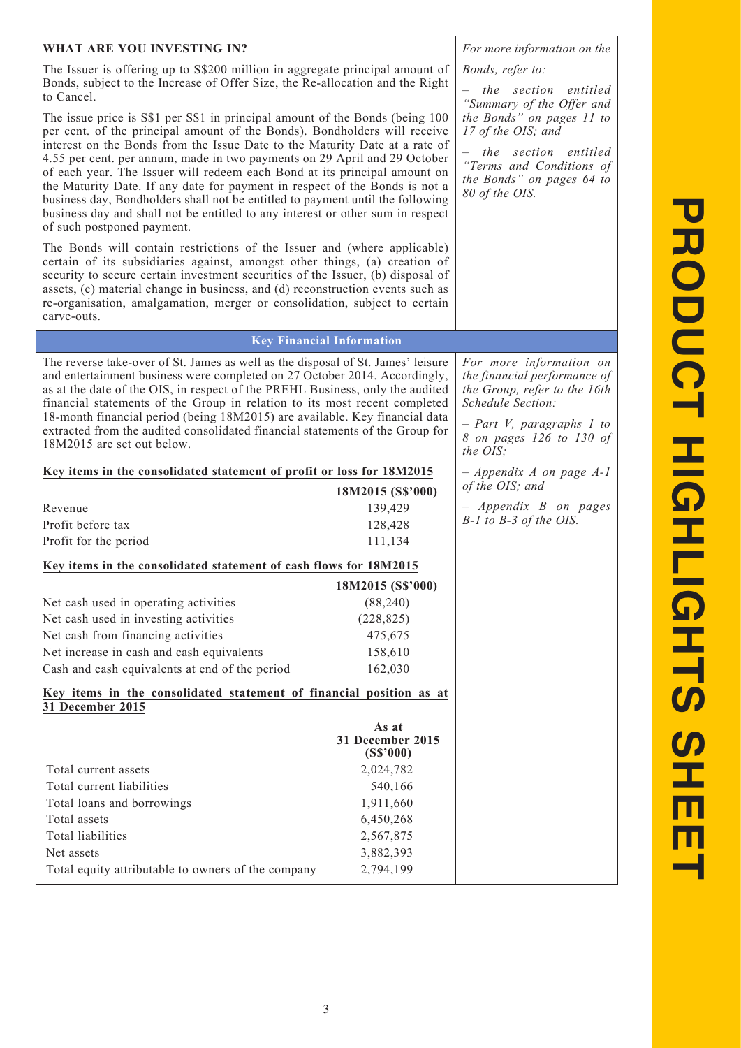## WHAT ARE YOU INVESTING IN?

The Issuer is offering up to S$200 million in aggregate principal amount of Bonds, subject to the Increase of Offer Size, the Re-allocation and the Right to Cancel.

The issue price is S$1 per S$1 in principal amount of the Bonds (being 100 per cent. of the principal amount of the Bonds). Bondholders will receive interest on the Bonds from the Issue Date to the Maturity Date at a rate of 4.55 per cent. per annum, made in two payments on 29 April and 29 October of each year. The Issuer will redeem each Bond at its principal amount on the Maturity Date. If any date for payment in respect of the Bonds is not a business day, Bondholders shall not be entitled to payment until the following business day and shall not be entitled to any interest or other sum in respect of such postponed payment.

The Bonds will contain restrictions of the Issuer and (where applicable) certain of its subsidiaries against, amongst other things, (a) creation of security to secure certain investment securities of the Issuer, (b) disposal of assets, (c) material change in business, and (d) reconstruction events such as re-organisation, amalgamation, merger or consolidation, subject to certain carve-outs.

*For more information on the Bonds, refer to:*

- *the section entitled "Summary of the Offer and the Bonds" on pages 11 to 17 of the OIS; and*
- *the section entitled "Terms and Conditions of the Bonds" on pages 64 to 80 of the OIS.*

## Key Financial Information

The reverse take-over of St. James as well as the disposal of St. James' leisure and entertainment business were completed on 27 October 2014. Accordingly, as at the date of the OIS, in respect of the PREHL Business, only the audited financial statements of the Group in relation to its most recent completed 18-month financial period (being 18M2015) are available. Key financial data extracted from the audited consolidated financial statements of the Group for 18M2015 are set out below.

*For more information on the financial performance of the Group, refer to the 16th Schedule Section:*

- *Part V, paragraphs 1 to 8 on pages 126 to 130 of the OIS;*
- *Appendix A on page A-1 of the OIS; and*
- *Appendix B on pages B-1 to B-3 of the OIS.*

**Key items in the consolidated statement of profit or loss for 18M2015**

| | 18M2015 (S$'000) |
|---|---|
| Revenue | 139,429 |
| Profit before tax | 128,428 |
| Profit for the period | 111,134 |

**Key items in the consolidated statement of cash flows for 18M2015**

| | 18M2015 (S$'000) |
|---|---|
| Net cash used in operating activities | (88,240) |
| Net cash used in investing activities | (228,825) |
| Net cash from financing activities | 475,675 |
| Net increase in cash and cash equivalents | 158,610 |
| Cash and cash equivalents at end of the period | 162,030 |

**Key items in the consolidated statement of financial position as at 31 December 2015**

| | As at 31 December 2015 (S$'000) |
|---|---|
| Total current assets | 2,024,782 |
| Total current liabilities | 540,166 |
| Total loans and borrowings | 1,911,660 |
| Total assets | 6,450,268 |
| Total liabilities | 2,567,875 |
| Net assets | 3,882,393 |
| Total equity attributable to owners of the company | 2,794,199 |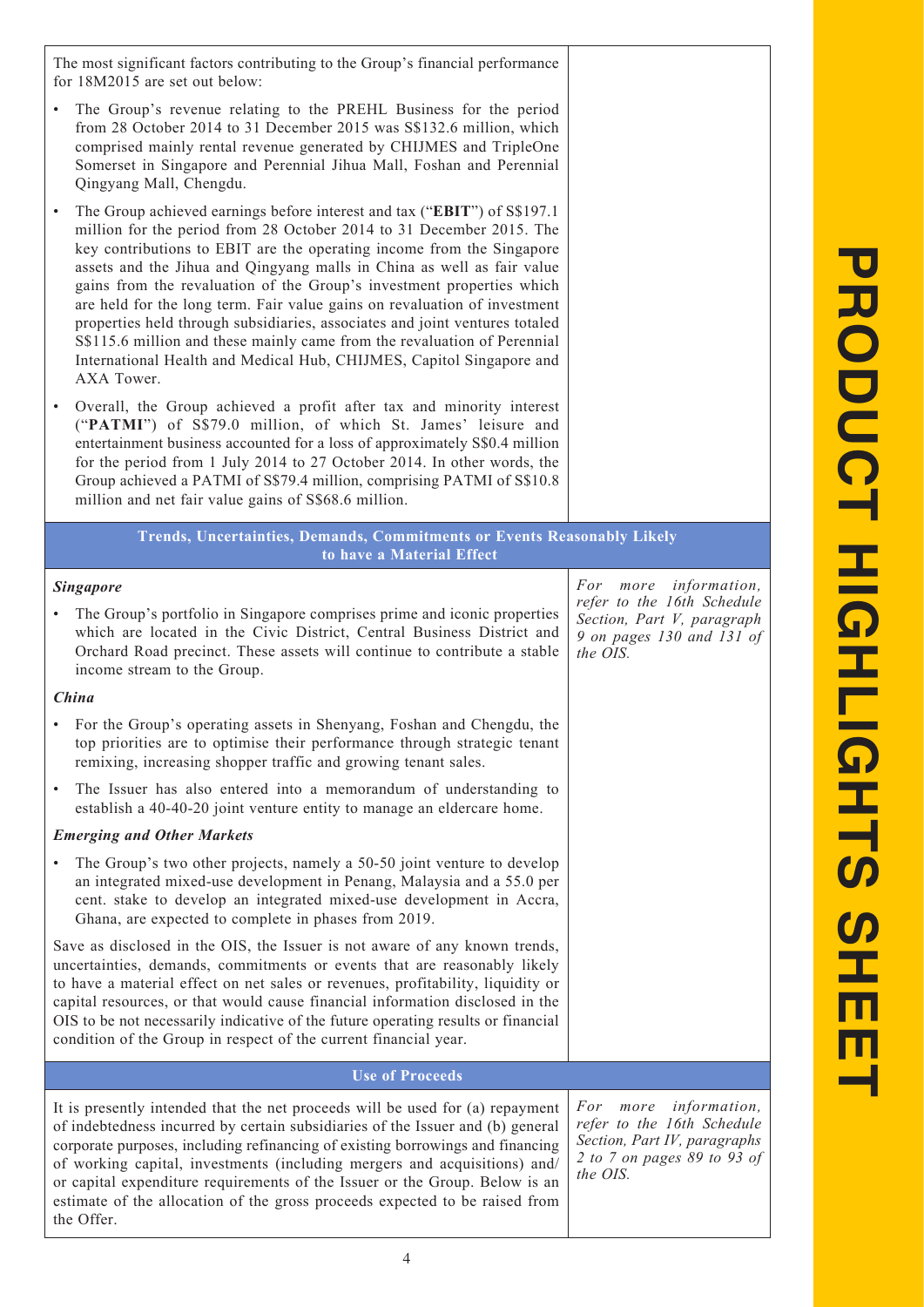The most significant factors contributing to the Group's financial performance for 18M2015 are set out below:

- The Group's revenue relating to the PREHL Business for the period from 28 October 2014 to 31 December 2015 was S$132.6 million, which comprised mainly rental revenue generated by CHIJMES and TripleOne Somerset in Singapore and Perennial Jihua Mall, Foshan and Perennial Qingyang Mall, Chengdu.
- The Group achieved earnings before interest and tax ("**EBIT**") of S$197.1 million for the period from 28 October 2014 to 31 December 2015. The key contributions to EBIT are the operating income from the Singapore assets and the Jihua and Qingyang malls in China as well as fair value gains from the revaluation of the Group's investment properties which are held for the long term. Fair value gains on revaluation of investment properties held through subsidiaries, associates and joint ventures totaled S$115.6 million and these mainly came from the revaluation of Perennial International Health and Medical Hub, CHIJMES, Capitol Singapore and AXA Tower.
- Overall, the Group achieved a profit after tax and minority interest ("**PATMI**") of S$79.0 million, of which St. James' leisure and entertainment business accounted for a loss of approximately S$0.4 million for the period from 1 July 2014 to 27 October 2014. In other words, the Group achieved a PATMI of S$79.4 million, comprising PATMI of S$10.8 million and net fair value gains of S$68.6 million.

## Trends, Uncertainties, Demands, Commitments or Events Reasonably Likely to have a Material Effect

*For more information, refer to the 16th Schedule Section, Part V, paragraph 9 on pages 130 and 131 of the OIS.*

***Singapore***

- The Group's portfolio in Singapore comprises prime and iconic properties which are located in the Civic District, Central Business District and Orchard Road precinct. These assets will continue to contribute a stable income stream to the Group.

***China***

- For the Group's operating assets in Shenyang, Foshan and Chengdu, the top priorities are to optimise their performance through strategic tenant remixing, increasing shopper traffic and growing tenant sales.
- The Issuer has also entered into a memorandum of understanding to establish a 40-40-20 joint venture entity to manage an eldercare home.

***Emerging and Other Markets***

- The Group's two other projects, namely a 50-50 joint venture to develop an integrated mixed-use development in Penang, Malaysia and a 55.0 per cent. stake to develop an integrated mixed-use development in Accra, Ghana, are expected to complete in phases from 2019.

Save as disclosed in the OIS, the Issuer is not aware of any known trends, uncertainties, demands, commitments or events that are reasonably likely to have a material effect on net sales or revenues, profitability, liquidity or capital resources, or that would cause financial information disclosed in the OIS to be not necessarily indicative of the future operating results or financial condition of the Group in respect of the current financial year.

## Use of Proceeds

*For more information, refer to the 16th Schedule Section, Part IV, paragraphs 2 to 7 on pages 89 to 93 of the OIS.*

It is presently intended that the net proceeds will be used for (a) repayment of indebtedness incurred by certain subsidiaries of the Issuer and (b) general corporate purposes, including refinancing of existing borrowings and financing of working capital, investments (including mergers and acquisitions) and/or capital expenditure requirements of the Issuer or the Group. Below is an estimate of the allocation of the gross proceeds expected to be raised from the Offer.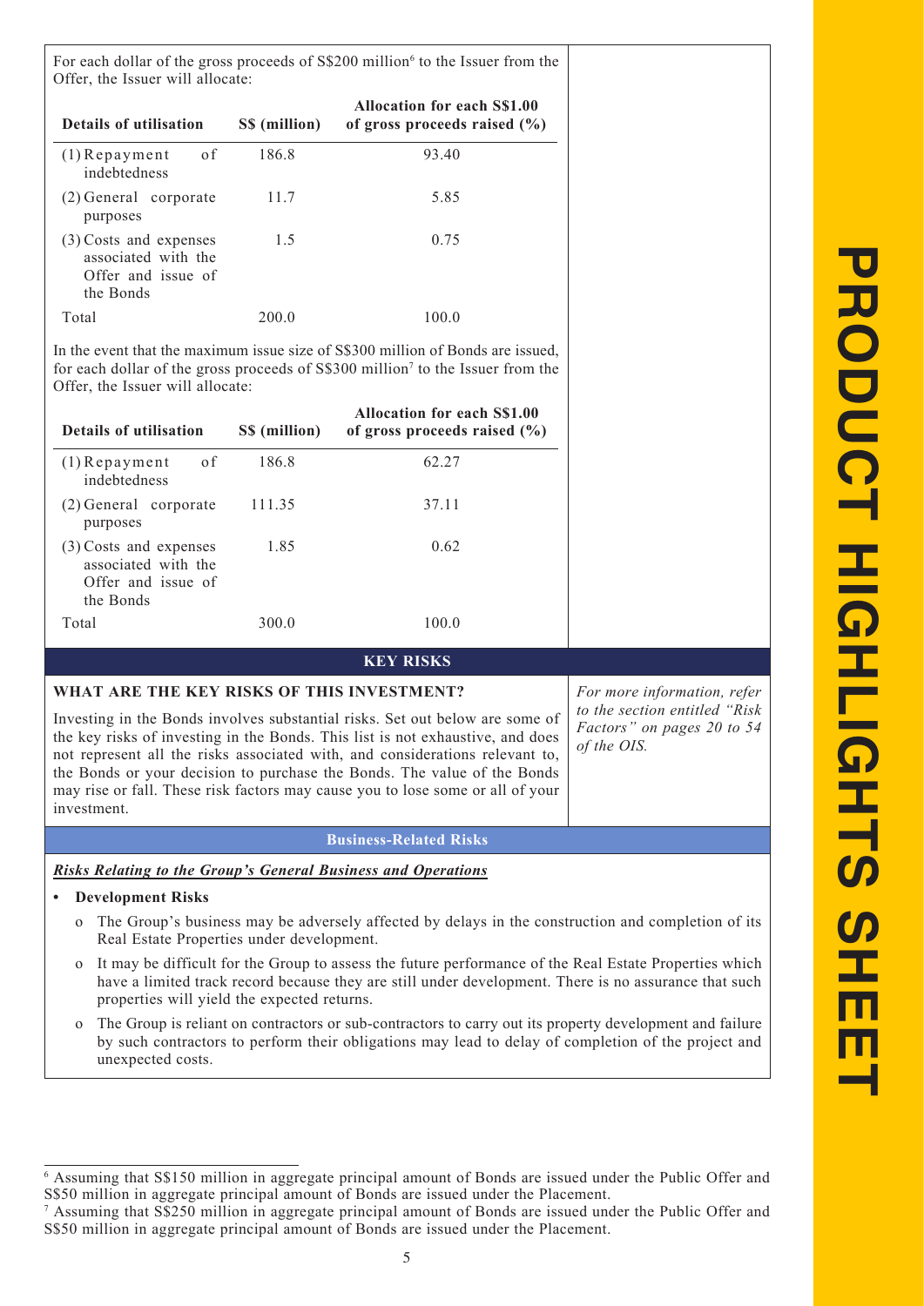For each dollar of the gross proceeds of S$200 million[6] to the Issuer from the Offer, the Issuer will allocate:

| Details of utilisation | S$ (million) | Allocation for each S$1.00 of gross proceeds raised (%) |
|---|---|---|
| (1) Repayment of indebtedness | 186.8 | 93.40 |
| (2) General corporate purposes | 11.7 | 5.85 |
| (3) Costs and expenses associated with the Offer and issue of the Bonds | 1.5 | 0.75 |
| Total | 200.0 | 100.0 |

In the event that the maximum issue size of S$300 million of Bonds are issued, for each dollar of the gross proceeds of S$300 million[7] to the Issuer from the Offer, the Issuer will allocate:

| Details of utilisation | S$ (million) | Allocation for each S$1.00 of gross proceeds raised (%) |
|---|---|---|
| (1) Repayment of indebtedness | 186.8 | 62.27 |
| (2) General corporate purposes | 111.35 | 37.11 |
| (3) Costs and expenses associated with the Offer and issue of the Bonds | 1.85 | 0.62 |
| Total | 300.0 | 100.0 |

## KEY RISKS

### WHAT ARE THE KEY RISKS OF THIS INVESTMENT?

Investing in the Bonds involves substantial risks. Set out below are some of the key risks of investing in the Bonds. This list is not exhaustive, and does not represent all the risks associated with, and considerations relevant to, the Bonds or your decision to purchase the Bonds. The value of the Bonds may rise or fall. These risk factors may cause you to lose some or all of your investment.

*For more information, refer to the section entitled "Risk Factors" on pages 20 to 54 of the OIS.*

### Business-Related Risks

***Risks Relating to the Group's General Business and Operations***

- **Development Risks**
  - The Group's business may be adversely affected by delays in the construction and completion of its Real Estate Properties under development.
  - It may be difficult for the Group to assess the future performance of the Real Estate Properties which have a limited track record because they are still under development. There is no assurance that such properties will yield the expected returns.
  - The Group is reliant on contractors or sub-contractors to carry out its property development and failure by such contractors to perform their obligations may lead to delay of completion of the project and unexpected costs.

[6] Assuming that S$150 million in aggregate principal amount of Bonds are issued under the Public Offer and S$50 million in aggregate principal amount of Bonds are issued under the Placement.

[7] Assuming that S$250 million in aggregate principal amount of Bonds are issued under the Public Offer and S$50 million in aggregate principal amount of Bonds are issued under the Placement.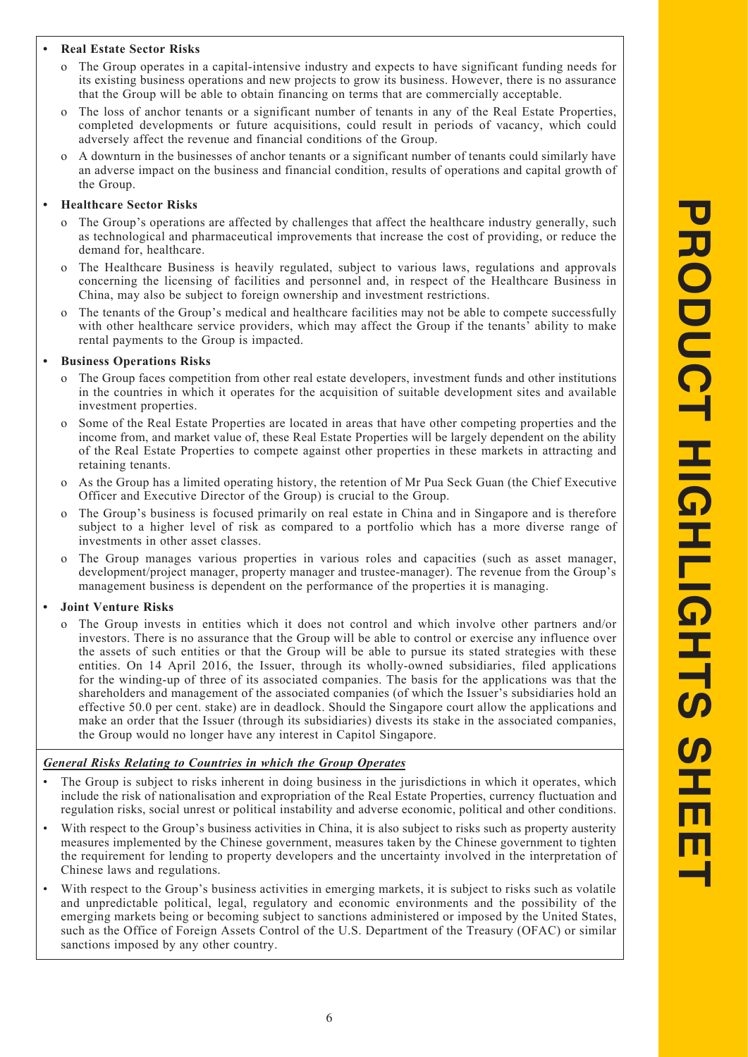- **Real Estate Sector Risks**
  - o The Group operates in a capital-intensive industry and expects to have significant funding needs for its existing business operations and new projects to grow its business. However, there is no assurance that the Group will be able to obtain financing on terms that are commercially acceptable.
  - o The loss of anchor tenants or a significant number of tenants in any of the Real Estate Properties, completed developments or future acquisitions, could result in periods of vacancy, which could adversely affect the revenue and financial conditions of the Group.
  - o A downturn in the businesses of anchor tenants or a significant number of tenants could similarly have an adverse impact on the business and financial condition, results of operations and capital growth of the Group.

- **Healthcare Sector Risks**
  - o The Group's operations are affected by challenges that affect the healthcare industry generally, such as technological and pharmaceutical improvements that increase the cost of providing, or reduce the demand for, healthcare.
  - o The Healthcare Business is heavily regulated, subject to various laws, regulations and approvals concerning the licensing of facilities and personnel and, in respect of the Healthcare Business in China, may also be subject to foreign ownership and investment restrictions.
  - o The tenants of the Group's medical and healthcare facilities may not be able to compete successfully with other healthcare service providers, which may affect the Group if the tenants' ability to make rental payments to the Group is impacted.

- **Business Operations Risks**
  - o The Group faces competition from other real estate developers, investment funds and other institutions in the countries in which it operates for the acquisition of suitable development sites and available investment properties.
  - o Some of the Real Estate Properties are located in areas that have other competing properties and the income from, and market value of, these Real Estate Properties will be largely dependent on the ability of the Real Estate Properties to compete against other properties in these markets in attracting and retaining tenants.
  - o As the Group has a limited operating history, the retention of Mr Pua Seck Guan (the Chief Executive Officer and Executive Director of the Group) is crucial to the Group.
  - o The Group's business is focused primarily on real estate in China and in Singapore and is therefore subject to a higher level of risk as compared to a portfolio which has a more diverse range of investments in other asset classes.
  - o The Group manages various properties in various roles and capacities (such as asset manager, development/project manager, property manager and trustee-manager). The revenue from the Group's management business is dependent on the performance of the properties it is managing.

- **Joint Venture Risks**
  - o The Group invests in entities which it does not control and which involve other partners and/or investors. There is no assurance that the Group will be able to control or exercise any influence over the assets of such entities or that the Group will be able to pursue its stated strategies with these entities. On 14 April 2016, the Issuer, through its wholly-owned subsidiaries, filed applications for the winding-up of three of its associated companies. The basis for the applications was that the shareholders and management of the associated companies (of which the Issuer's subsidiaries hold an effective 50.0 per cent. stake) are in deadlock. Should the Singapore court allow the applications and make an order that the Issuer (through its subsidiaries) divests its stake in the associated companies, the Group would no longer have any interest in Capitol Singapore.

***General Risks Relating to Countries in which the Group Operates***

- The Group is subject to risks inherent in doing business in the jurisdictions in which it operates, which include the risk of nationalisation and expropriation of the Real Estate Properties, currency fluctuation and regulation risks, social unrest or political instability and adverse economic, political and other conditions.
- With respect to the Group's business activities in China, it is also subject to risks such as property austerity measures implemented by the Chinese government, measures taken by the Chinese government to tighten the requirement for lending to property developers and the uncertainty involved in the interpretation of Chinese laws and regulations.
- With respect to the Group's business activities in emerging markets, it is subject to risks such as volatile and unpredictable political, legal, regulatory and economic environments and the possibility of the emerging markets being or becoming subject to sanctions administered or imposed by the United States, such as the Office of Foreign Assets Control of the U.S. Department of the Treasury (OFAC) or similar sanctions imposed by any other country.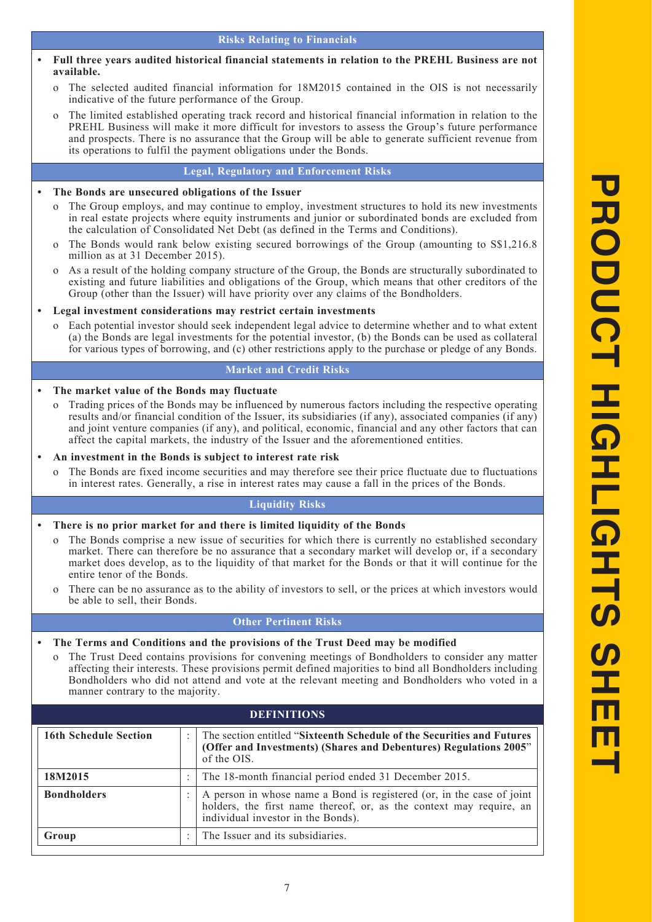### Risks Relating to Financials

- **Full three years audited historical financial statements in relation to the PREHL Business are not available.**
  - o The selected audited financial information for 18M2015 contained in the OIS is not necessarily indicative of the future performance of the Group.
  - o The limited established operating track record and historical financial information in relation to the PREHL Business will make it more difficult for investors to assess the Group's future performance and prospects. There is no assurance that the Group will be able to generate sufficient revenue from its operations to fulfil the payment obligations under the Bonds.

### Legal, Regulatory and Enforcement Risks

- **The Bonds are unsecured obligations of the Issuer**
  - o The Group employs, and may continue to employ, investment structures to hold its new investments in real estate projects where equity instruments and junior or subordinated bonds are excluded from the calculation of Consolidated Net Debt (as defined in the Terms and Conditions).
  - o The Bonds would rank below existing secured borrowings of the Group (amounting to S$1,216.8 million as at 31 December 2015).
  - o As a result of the holding company structure of the Group, the Bonds are structurally subordinated to existing and future liabilities and obligations of the Group, which means that other creditors of the Group (other than the Issuer) will have priority over any claims of the Bondholders.
- **Legal investment considerations may restrict certain investments**
  - o Each potential investor should seek independent legal advice to determine whether and to what extent (a) the Bonds are legal investments for the potential investor, (b) the Bonds can be used as collateral for various types of borrowing, and (c) other restrictions apply to the purchase or pledge of any Bonds.

### Market and Credit Risks

- **The market value of the Bonds may fluctuate**
  - o Trading prices of the Bonds may be influenced by numerous factors including the respective operating results and/or financial condition of the Issuer, its subsidiaries (if any), associated companies (if any) and joint venture companies (if any), and political, economic, financial and any other factors that can affect the capital markets, the industry of the Issuer and the aforementioned entities.
- **An investment in the Bonds is subject to interest rate risk**
  - o The Bonds are fixed income securities and may therefore see their price fluctuate due to fluctuations in interest rates. Generally, a rise in interest rates may cause a fall in the prices of the Bonds.

### Liquidity Risks

- **There is no prior market for and there is limited liquidity of the Bonds**
  - o The Bonds comprise a new issue of securities for which there is currently no established secondary market. There can therefore be no assurance that a secondary market will develop or, if a secondary market does develop, as to the liquidity of that market for the Bonds or that it will continue for the entire tenor of the Bonds.
  - o There can be no assurance as to the ability of investors to sell, or the prices at which investors would be able to sell, their Bonds.

### Other Pertinent Risks

- **The Terms and Conditions and the provisions of the Trust Deed may be modified**
  - o The Trust Deed contains provisions for convening meetings of Bondholders to consider any matter affecting their interests. These provisions permit defined majorities to bind all Bondholders including Bondholders who did not attend and vote at the relevant meeting and Bondholders who voted in a manner contrary to the majority.

## DEFINITIONS

| | | |
|---|---|---|
| **16th Schedule Section** | : | The section entitled "**Sixteenth Schedule of the Securities and Futures (Offer and Investments) (Shares and Debentures) Regulations 2005**" of the OIS. |
| **18M2015** | : | The 18-month financial period ended 31 December 2015. |
| **Bondholders** | : | A person in whose name a Bond is registered (or, in the case of joint holders, the first name thereof, or, as the context may require, an individual investor in the Bonds). |
| **Group** | : | The Issuer and its subsidiaries. |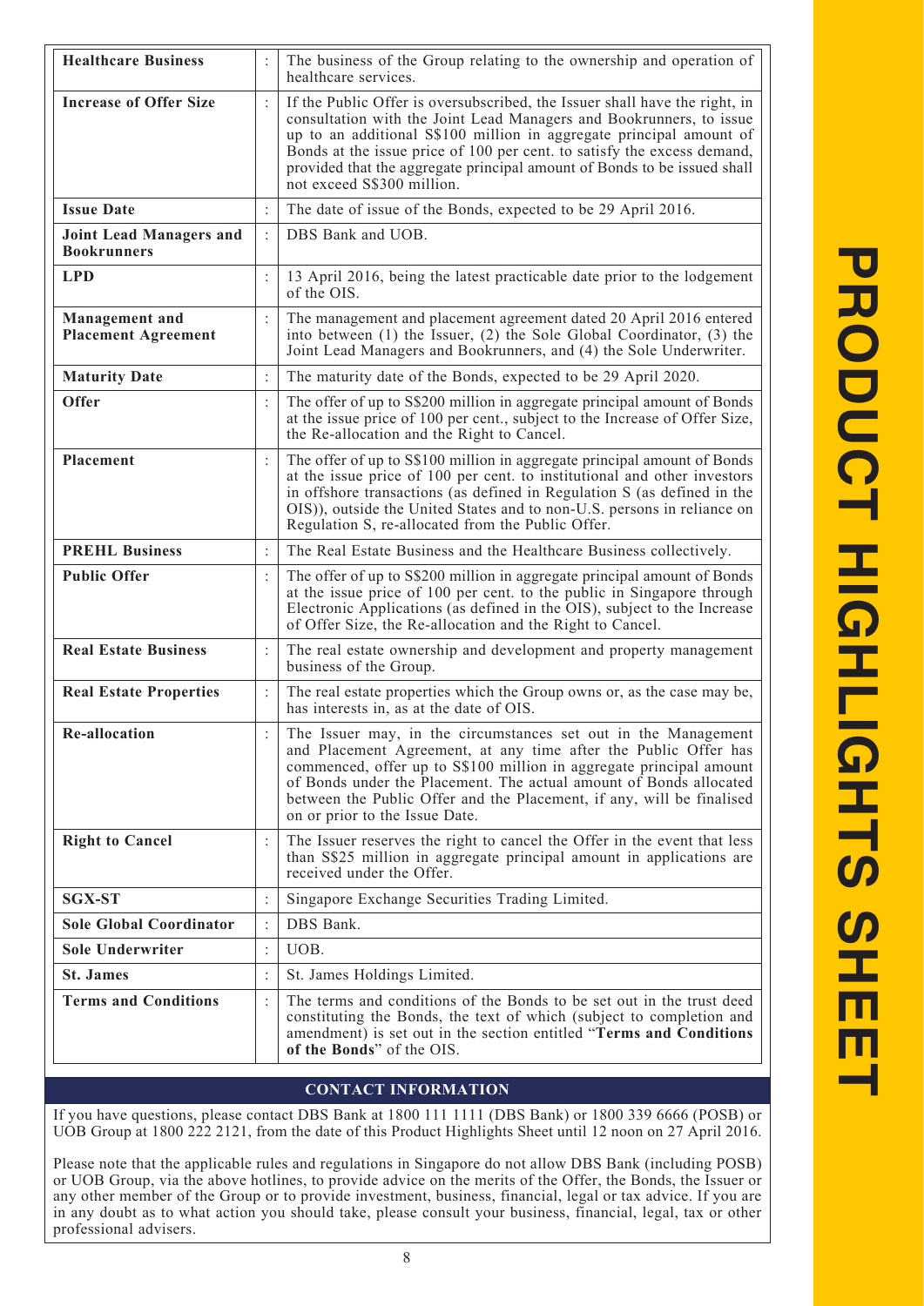| | | |
|---|---|---|
| **Healthcare Business** | : | The business of the Group relating to the ownership and operation of healthcare services. |
| **Increase of Offer Size** | : | If the Public Offer is oversubscribed, the Issuer shall have the right, in consultation with the Joint Lead Managers and Bookrunners, to issue up to an additional S$100 million in aggregate principal amount of Bonds at the issue price of 100 per cent. to satisfy the excess demand, provided that the aggregate principal amount of Bonds to be issued shall not exceed S$300 million. |
| **Issue Date** | : | The date of issue of the Bonds, expected to be 29 April 2016. |
| **Joint Lead Managers and Bookrunners** | : | DBS Bank and UOB. |
| **LPD** | : | 13 April 2016, being the latest practicable date prior to the lodgement of the OIS. |
| **Management and Placement Agreement** | : | The management and placement agreement dated 20 April 2016 entered into between (1) the Issuer, (2) the Sole Global Coordinator, (3) the Joint Lead Managers and Bookrunners, and (4) the Sole Underwriter. |
| **Maturity Date** | : | The maturity date of the Bonds, expected to be 29 April 2020. |
| **Offer** | : | The offer of up to S$200 million in aggregate principal amount of Bonds at the issue price of 100 per cent., subject to the Increase of Offer Size, the Re-allocation and the Right to Cancel. |
| **Placement** | : | The offer of up to S$100 million in aggregate principal amount of Bonds at the issue price of 100 per cent. to institutional and other investors in offshore transactions (as defined in Regulation S (as defined in the OIS)), outside the United States and to non-U.S. persons in reliance on Regulation S, re-allocated from the Public Offer. |
| **PREHL Business** | : | The Real Estate Business and the Healthcare Business collectively. |
| **Public Offer** | : | The offer of up to S$200 million in aggregate principal amount of Bonds at the issue price of 100 per cent. to the public in Singapore through Electronic Applications (as defined in the OIS), subject to the Increase of Offer Size, the Re-allocation and the Right to Cancel. |
| **Real Estate Business** | : | The real estate ownership and development and property management business of the Group. |
| **Real Estate Properties** | : | The real estate properties which the Group owns or, as the case may be, has interests in, as at the date of OIS. |
| **Re-allocation** | : | The Issuer may, in the circumstances set out in the Management and Placement Agreement, at any time after the Public Offer has commenced, offer up to S$100 million in aggregate principal amount of Bonds under the Placement. The actual amount of Bonds allocated between the Public Offer and the Placement, if any, will be finalised on or prior to the Issue Date. |
| **Right to Cancel** | : | The Issuer reserves the right to cancel the Offer in the event that less than S$25 million in aggregate principal amount in applications are received under the Offer. |
| **SGX-ST** | : | Singapore Exchange Securities Trading Limited. |
| **Sole Global Coordinator** | : | DBS Bank. |
| **Sole Underwriter** | : | UOB. |
| **St. James** | : | St. James Holdings Limited. |
| **Terms and Conditions** | : | The terms and conditions of the Bonds to be set out in the trust deed constituting the Bonds, the text of which (subject to completion and amendment) is set out in the section entitled "**Terms and Conditions of the Bonds**" of the OIS. |

## CONTACT INFORMATION

If you have questions, please contact DBS Bank at 1800 111 1111 (DBS Bank) or 1800 339 6666 (POSB) or UOB Group at 1800 222 2121, from the date of this Product Highlights Sheet until 12 noon on 27 April 2016.

Please note that the applicable rules and regulations in Singapore do not allow DBS Bank (including POSB) or UOB Group, via the above hotlines, to provide advice on the merits of the Offer, the Bonds, the Issuer or any other member of the Group or to provide investment, business, financial, legal or tax advice. If you are in any doubt as to what action you should take, please consult your business, financial, legal, tax or other professional advisers.